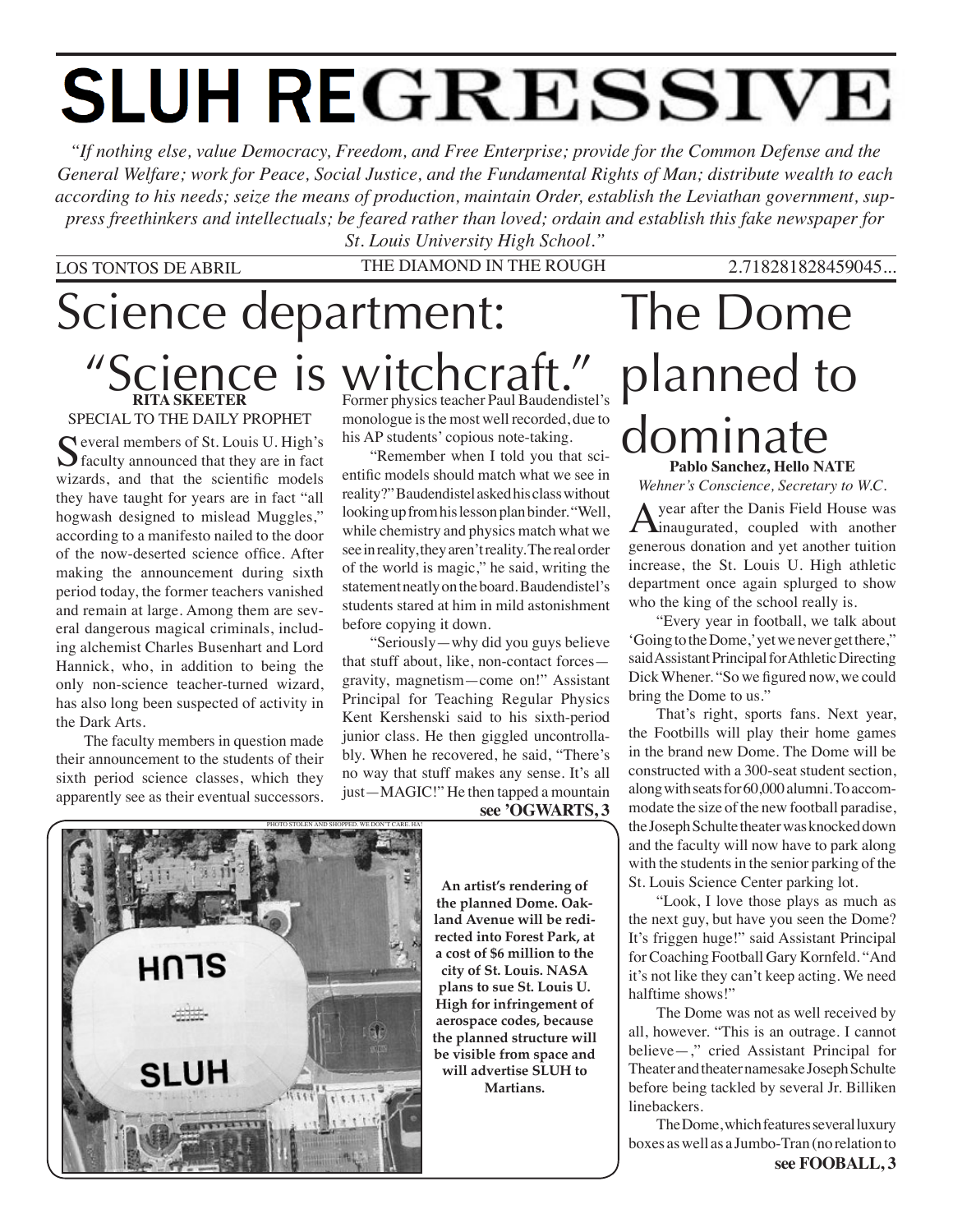# SLUH REGRESSIVE

*"If nothing else, value Democracy, Freedom, and Free Enterprise; provide for the Common Defense and the General Welfare; work for Peace, Social Justice, and the Fundamental Rights of Man; distribute wealth to each according to his needs; seize the means of production, maintain Order, establish the Leviathan government, suppress freethinkers and intellectuals; be feared rather than loved; ordain and establish this fake newspaper for St. Louis University High School."*

LOS TONTOS DE ABRIL — THE DIAMOND IN THE ROUGH — 2.718281828459045...

## Science department: "Science is witchcraft."

**RITA SKEETER**
SPECIAL TO THE DAILY PROPHET

Several members of St. Louis U. High's faculty announced that they are in fact wizards, and that the scientific models they have taught for years are in fact "all hogwash designed to mislead Muggles," according to a manifesto nailed to the door of the now-deserted science office. After making the announcement during sixth period today, the former teachers vanished and remain at large. Among them are several dangerous magical criminals, including alchemist Charles Busenhart and Lord Hannick, who, in addition to being the only non-science teacher-turned wizard, has also long been suspected of activity in the Dark Arts.

The faculty members in question made their announcement to the students of their sixth period science classes, which they apparently see as their eventual successors. Former physics teacher Paul Baudendistel's monologue is the most well recorded, due to his AP students' copious note-taking.

"Remember when I told you that scientific models should match what we see in reality?" Baudendistel asked his class without looking up from his lesson plan binder. "Well, while chemistry and physics match what we see in reality, they aren't reality. The real order of the world is magic," he said, writing the statement neatly on the board. Baudendistel's students stared at him in mild astonishment before copying it down.

"Seriously—why did you guys believe that stuff about, like, non-contact forces—gravity, magnetism—come on!" Assistant Principal for Teaching Regular Physics Kent Kershenski said to his sixth-period junior class. He then giggled uncontrollably. When he recovered, he said, "There's no way that stuff makes any sense. It's all just—MAGIC!" He then tapped a mountain

**see 'OGWARTS, 3**

## The Dome planned to dominate

**Pablo Sanchez, Hello NATE**
*Wehner's Conscience, Secretary to W.C.*

A year after the Danis Field House was inaugurated, coupled with another generous donation and yet another tuition increase, the St. Louis U. High athletic department once again splurged to show who the king of the school really is.

"Every year in football, we talk about 'Going to the Dome,' yet we never get there," said Assistant Principal for Athletic Directing Dick Whener. "So we figured now, we could bring the Dome to us."

That's right, sports fans. Next year, the Footbills will play their home games in the brand new Dome. The Dome will be constructed with a 300-seat student section, along with seats for 60,000 alumni. To accommodate the size of the new football paradise, the Joseph Schulte theater was knocked down and the faculty will now have to park along with the students in the senior parking of the St. Louis Science Center parking lot.

"Look, I love those plays as much as the next guy, but have you seen the Dome? It's friggen huge!" said Assistant Principal for Coaching Football Gary Kornfeld. "And it's not like they can't keep acting. We need halftime shows!"

The Dome was not as well received by all, however. "This is an outrage. I cannot believe—," cried Assistant Principal for Theater and theater namesake Joseph Schulte before being tackled by several Jr. Billiken linebackers.

The Dome, which features several luxury boxes as well as a Jumbo-Tran (no relation to

**see FOOBALL, 3**

PHOTO STOLEN AND SHOPPED. WE DON'T CARE. HA!

**An artist's rendering of the planned Dome. Oakland Avenue will be redirected into Forest Park, at a cost of $6 million to the city of St. Louis. NASA plans to sue St. Louis U. High for infringement of aerospace codes, because the planned structure will be visible from space and will advertise SLUH to Martians.**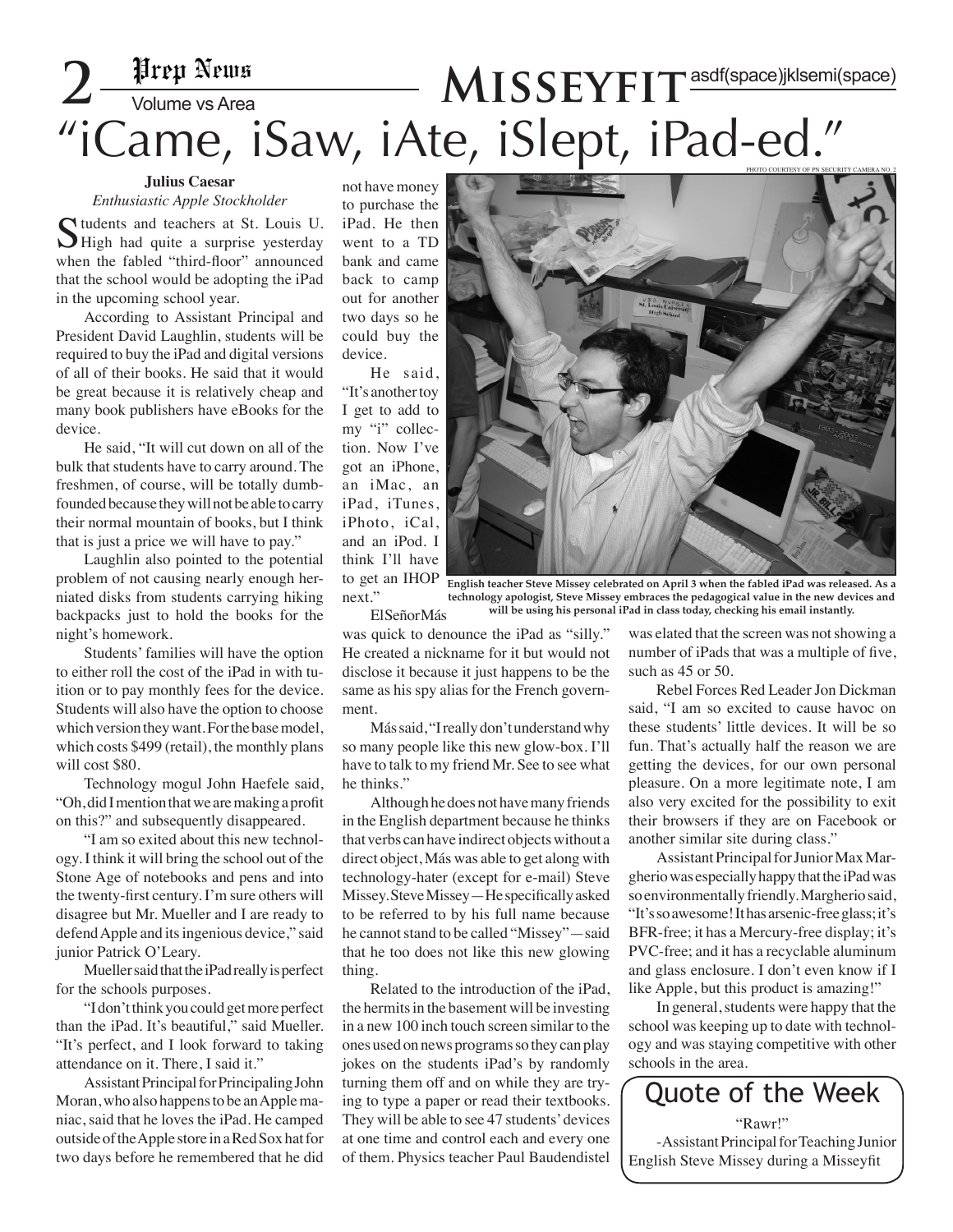# MISSEYFIT

asdf(space)jklsemi(space)

# "iCame, iSaw, iAte, iSlept, iPad-ed."

**Julius Caesar**
*Enthusiastic Apple Stockholder*

Students and teachers at St. Louis U. High had quite a surprise yesterday when the fabled "third-floor" announced that the school would be adopting the iPad in the upcoming school year.

According to Assistant Principal and President David Laughlin, students will be required to buy the iPad and digital versions of all of their books. He said that it would be great because it is relatively cheap and many book publishers have eBooks for the device.

He said, "It will cut down on all of the bulk that students have to carry around. The freshmen, of course, will be totally dumbfounded because they will not be able to carry their normal mountain of books, but I think that is just a price we will have to pay."

Laughlin also pointed to the potential problem of not causing nearly enough herniated disks from students carrying hiking backpacks just to hold the books for the night's homework.

Students' families will have the option to either roll the cost of the iPad in with tuition or to pay monthly fees for the device. Students will also have the option to choose which version they want. For the base model, which costs $499 (retail), the monthly plans will cost $80.

Technology mogul John Haefele said, "Oh, did I mention that we are making a profit on this?" and subsequently disappeared.

"I am so exited about this new technology. I think it will bring the school out of the Stone Age of notebooks and pens and into the twenty-first century. I'm sure others will disagree but Mr. Mueller and I are ready to defend Apple and its ingenious device," said junior Patrick O'Leary.

Mueller said that the iPad really is perfect for the schools purposes.

"I don't think you could get more perfect than the iPad. It's beautiful," said Mueller. "It's perfect, and I look forward to taking attendance on it. There, I said it."

Assistant Principal for Principaling John Moran, who also happens to be an Apple maniac, said that he loves the iPad. He camped outside of the Apple store in a Red Sox hat for two days before he remembered that he did not have money to purchase the iPad. He then went to a TD bank and came back to camp out for another two days so he could buy the device.

He said, "It's another toy I get to add to my "i" collection. Now I've got an iPhone, an iMac, an iPad, iTunes, iPhoto, iCal, and an iPod. I think I'll have to get an IHOP next."

PHOTO COURTESY OF PN SECURITY CAMERA NO. 2

**English teacher Steve Missey celebrated on April 3 when the fabled iPad was released. As a technology apologist, Steve Missey embraces the pedagogical value in the new devices and will be using his personal iPad in class today, checking his email instantly.**

El Señor Más was quick to denounce the iPad as "silly." He created a nickname for it but would not disclose it because it just happens to be the same as his spy alias for the French government.

Más said, "I really don't understand why so many people like this new glow-box. I'll have to talk to my friend Mr. See to see what he thinks."

Although he does not have many friends in the English department because he thinks that verbs can have indirect objects without a direct object, Más was able to get along with technology-hater (except for e-mail) Steve Missey. Steve Missey—He specifically asked to be referred to by his full name because he cannot stand to be called "Missey"—said that he too does not like this new glowing thing.

Related to the introduction of the iPad, the hermits in the basement will be investing in a new 100 inch touch screen similar to the ones used on news programs so they can play jokes on the students iPad's by randomly turning them off and on while they are trying to type a paper or read their textbooks. They will be able to see 47 students' devices at one time and control each and every one of them. Physics teacher Paul Baudendistel was elated that the screen was not showing a number of iPads that was a multiple of five, such as 45 or 50.

Rebel Forces Red Leader Jon Dickman said, "I am so excited to cause havoc on these students' little devices. It will be so fun. That's actually half the reason we are getting the devices, for our own personal pleasure. On a more legitimate note, I am also very excited for the possibility to exit their browsers if they are on Facebook or another similar site during class."

Assistant Principal for Junior Max Margherio was especially happy that the iPad was so environmentally friendly. Margherio said, "It's so awesome! It has arsenic-free glass; it's BFR-free; it has a Mercury-free display; it's PVC-free; and it has a recyclable aluminum and glass enclosure. I don't even know if I like Apple, but this product is amazing!"

In general, students were happy that the school was keeping up to date with technology and was staying competitive with other schools in the area.

## Quote of the Week

"Rawr!"

-Assistant Principal for Teaching Junior English Steve Missey during a Misseyfit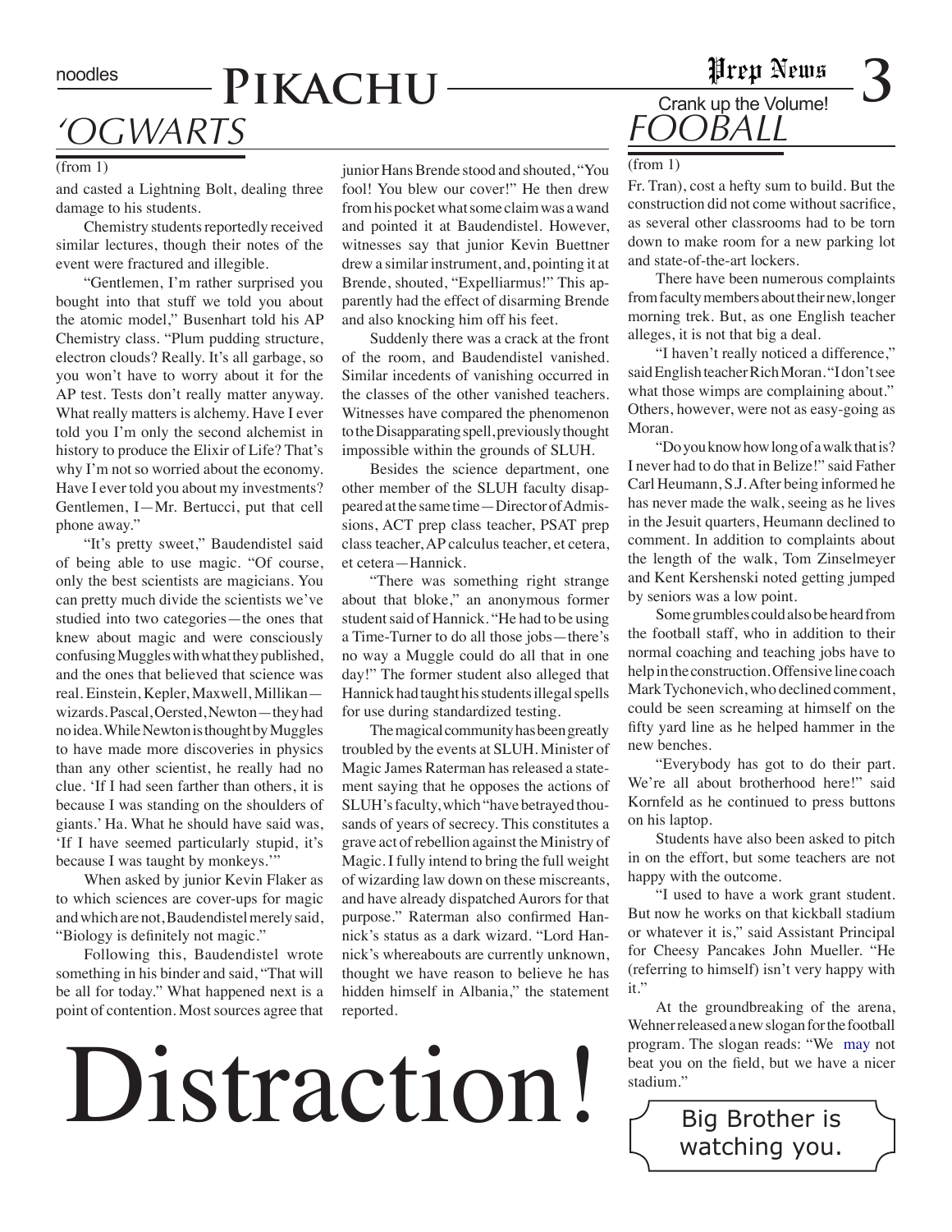noodles **Pikachu**

# 'OGWARTS

(from 1)

and casted a Lightning Bolt, dealing three damage to his students.

Chemistry students reportedly received similar lectures, though their notes of the event were fractured and illegible.

"Gentlemen, I'm rather surprised you bought into that stuff we told you about the atomic model," Busenhart told his AP Chemistry class. "Plum pudding structure, electron clouds? Really. It's all garbage, so you won't have to worry about it for the AP test. Tests don't really matter anyway. What really matters is alchemy. Have I ever told you I'm only the second alchemist in history to produce the Elixir of Life? That's why I'm not so worried about the economy. Have I ever told you about my investments? Gentlemen, I—Mr. Bertucci, put that cell phone away."

"It's pretty sweet," Baudendistel said of being able to use magic. "Of course, only the best scientists are magicians. You can pretty much divide the scientists we've studied into two categories—the ones that knew about magic and were consciously confusing Muggles with what they published, and the ones that believed that science was real. Einstein, Kepler, Maxwell, Millikan—wizards. Pascal, Oersted, Newton—they had no idea. While Newton is thought by Muggles to have made more discoveries in physics than any other scientist, he really had no clue. 'If I had seen farther than others, it is because I was standing on the shoulders of giants.' Ha. What he should have said was, 'If I have seemed particularly stupid, it's because I was taught by monkeys.'"

When asked by junior Kevin Flaker as to which sciences are cover-ups for magic and which are not, Baudendistel merely said, "Biology is definitely not magic."

Following this, Baudendistel wrote something in his binder and said, "That will be all for today." What happened next is a point of contention. Most sources agree that junior Hans Brende stood and shouted, "You fool! You blew our cover!" He then drew from his pocket what some claim was a wand and pointed it at Baudendistel. However, witnesses say that junior Kevin Buettner drew a similar instrument, and, pointing it at Brende, shouted, "Expelliarmus!" This apparently had the effect of disarming Brende and also knocking him off his feet.

Suddenly there was a crack at the front of the room, and Baudendistel vanished. Similar incedents of vanishing occurred in the classes of the other vanished teachers. Witnesses have compared the phenomenon to the Disapparating spell, previously thought impossible within the grounds of SLUH.

Besides the science department, one other member of the SLUH faculty disappeared at the same time—Director of Admissions, ACT prep class teacher, PSAT prep class teacher, AP calculus teacher, et cetera, et cetera—Hannick.

"There was something right strange about that bloke," an anonymous former student said of Hannick. "He had to be using a Time-Turner to do all those jobs—there's no way a Muggle could do all that in one day!" The former student also alleged that Hannick had taught his students illegal spells for use during standardized testing.

The magical community has been greatly troubled by the events at SLUH. Minister of Magic James Raterman has released a statement saying that he opposes the actions of SLUH's faculty, which "have betrayed thousands of years of secrecy. This constitutes a grave act of rebellion against the Ministry of Magic. I fully intend to bring the full weight of wizarding law down on these miscreants, and have already dispatched Aurors for that purpose." Raterman also confirmed Hannick's status as a dark wizard. "Lord Hannick's whereabouts are currently unknown, thought we have reason to believe he has hidden himself in Albania," the statement reported.

# Distraction!

Crank up the Volume!

# FOOBALL

(from 1)

Fr. Tran), cost a hefty sum to build. But the construction did not come without sacrifice, as several other classrooms had to be torn down to make room for a new parking lot and state-of-the-art lockers.

There have been numerous complaints from faculty members about their new, longer morning trek. But, as one English teacher alleges, it is not that big a deal.

"I haven't really noticed a difference," said English teacher Rich Moran. "I don't see what those wimps are complaining about." Others, however, were not as easy-going as Moran.

"Do you know how long of a walk that is? I never had to do that in Belize!" said Father Carl Heumann, S.J. After being informed he has never made the walk, seeing as he lives in the Jesuit quarters, Heumann declined to comment. In addition to complaints about the length of the walk, Tom Zinselmeyer and Kent Kershenski noted getting jumped by seniors was a low point.

Some grumbles could also be heard from the football staff, who in addition to their normal coaching and teaching jobs have to help in the construction. Offensive line coach Mark Tychonevich, who declined comment, could be seen screaming at himself on the fifty yard line as he helped hammer in the new benches.

"Everybody has got to do their part. We're all about brotherhood here!" said Kornfeld as he continued to press buttons on his laptop.

Students have also been asked to pitch in on the effort, but some teachers are not happy with the outcome.

"I used to have a work grant student. But now he works on that kickball stadium or whatever it is," said Assistant Principal for Cheesy Pancakes John Mueller. "He (referring to himself) isn't very happy with it."

At the groundbreaking of the arena, Wehner released a new slogan for the football program. The slogan reads: "We *may* not beat you on the field, but we have a nicer stadium."

Big Brother is watching you.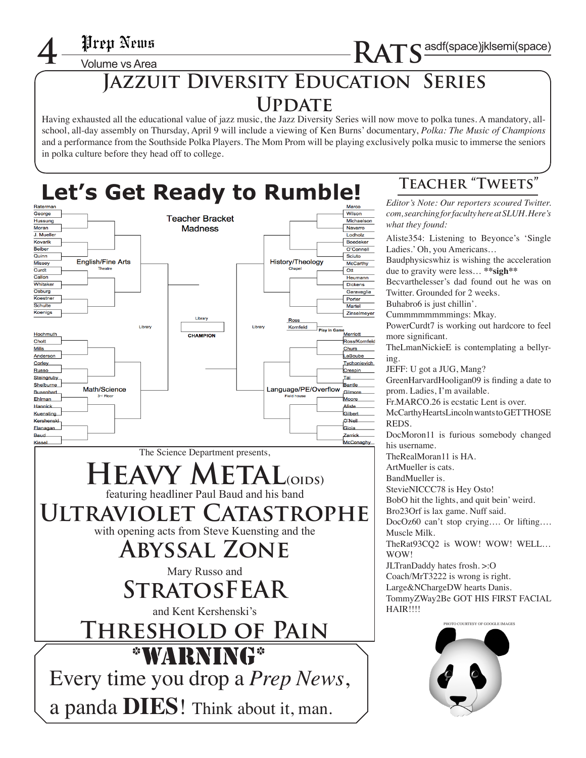Prep News

Volume vs Area

RATS asdf(space)jklsemi(space)

# Jazzuit Diversity Education Series Update

Having exhausted all the educational value of jazz music, the Jazz Diversity Series will now move to polka tunes. A mandatory, all-school, all-day assembly on Thursday, April 9 will include a viewing of Ken Burns' documentary, *Polka: The Music of Champions* and a performance from the Southside Polka Players. The Mom Prom will be playing exclusively polka music to immerse the seniors in polka culture before they head off to college.

# Let's Get Ready to Rumble!

Teacher Bracket Madness

English/Fine Arts
Theatre

Raterman
George
Hussung
Moran
J. Mueller
Kovarik
Belber
Quinn
Missey
Curdt
Callon
Whitaker
Osburg
Koestner
Schulte
Koenigs

History/Theology
Chapel

Marco
Wilson
Michaelson
Navarro
Lodholz
Boedeker
O'Connell
Sciuto
McCarthy
Ott
Heumann
Dickens
Garavaglia
Porter
Martel
Zinselmeyer

Library

Library

Library

CHAMPION

Ross
Kornfeld
Play in Game

Math/Science
3rd Floor

Hochmuth
Chott
Mills
Anderson
Corley
Russo
Steingruby
Shelburne
Busenhart
Ehlman
Hannick
Kuensting
Kershenski
Flanagan
Baud
Kissel

Language/PE/Overflow
Field house

Merriott
Ross/Kornfeld
Chura
LaBoube
Tychonievich
Crespin
Tai
Bantle
Gilmore
Moore
Aliste
Gilbert
O'Neil
Gioia
Zarrick
McConaghy

The Science Department presents,

# Heavy Metal(oids)

featuring headliner Paul Baud and his band

# Ultraviolet Catastrophe

with opening acts from Steve Kuensting and the

# Abyssal Zone

Mary Russo and

# StratosFEAR

and Kent Kershenski's

# Threshold of Pain

# \*WARNING\*

Every time you drop a *Prep News*, a panda **DIES**! Think about it, man.

## Teacher "Tweets"

*Editor's Note: Our reporters scoured Twitter.com, searching for faculty here at SLUH. Here's what they found:*

Aliste354: Listening to Beyonce's 'Single Ladies.' Oh, you Americans…

Baudphysicswhiz is wishing the acceleration due to gravity were less… **\*\*sigh\*\***

Becvarthelesser's dad found out he was on Twitter. Grounded for 2 weeks.

Buhabro6 is just chillin'.

Cummmmmmmmings: Mkay.

PowerCurdt7 is working out hardcore to feel more significant.

TheLmanNickieE is contemplating a bellyring.

JEFF: U got a JUG, Mang?

GreenHarvardHooligan09 is finding a date to prom. Ladies, I'm available.

Fr.MARCO.26 is ecstatic Lent is over.

McCarthyHeartsLincoln wants to GET THOSE REDS.

DocMoron11 is furious somebody changed his username.

TheRealMoran11 is HA.

ArtMueller is cats.

BandMueller is.

StevieNICCC78 is Hey Osto!

BobO hit the lights, and quit bein' weird.

Bro23Orf is lax game. Nuff said.

DocOz60 can't stop crying…. Or lifting…. Muscle Milk.

TheRat93CQ2 is WOW! WOW! WELL… WOW!

JLTranDaddy hates frosh. >:O

Coach/MrT3222 is wrong is right.

Large&NChargeDW hearts Danis.

TommyZWay2Be GOT HIS FIRST FACIAL HAIR!!!!

PHOTO COURTESY OF GOOGLE IMAGES